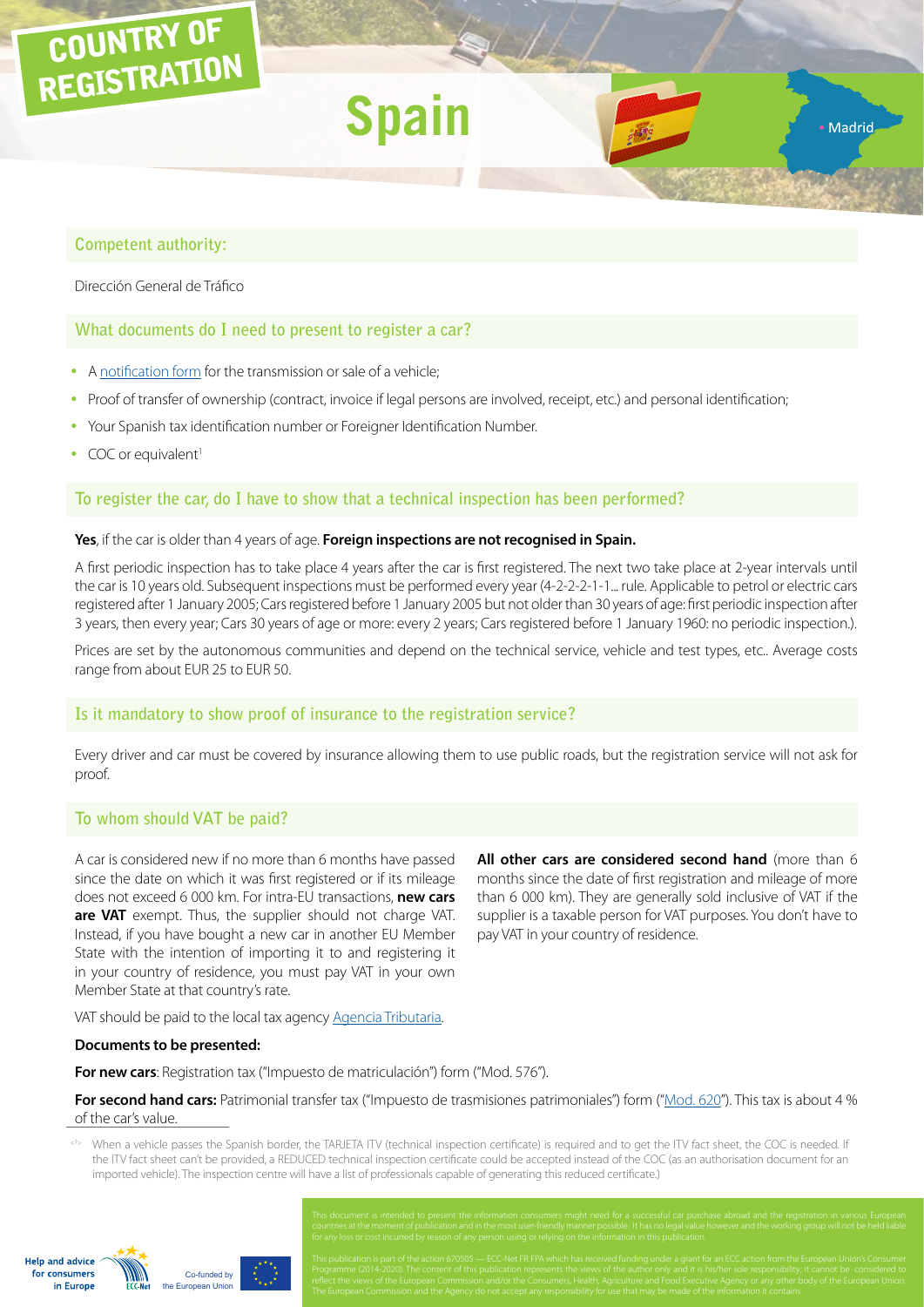# COUNTRY OF REGISTRATION

# Spain

Madrid

## Competent authority:

Dirección General de Tráfico

## What documents do I need to present to register a car?

- A notification form for the transmission or sale of a vehicle;
- Proof of transfer of ownership (contract, invoice if legal persons are involved, receipt, etc.) and personal identification;
- Your Spanish tax identification number or Foreigner Identification Number.
- COC or equivalent[1]

## To register the car, do I have to show that a technical inspection has been performed?

**Yes**, if the car is older than 4 years of age. **Foreign inspections are not recognised in Spain.**

A first periodic inspection has to take place 4 years after the car is first registered. The next two take place at 2-year intervals until the car is 10 years old. Subsequent inspections must be performed every year (4-2-2-2-1-1... rule. Applicable to petrol or electric cars registered after 1 January 2005; Cars registered before 1 January 2005 but not older than 30 years of age: first periodic inspection after 3 years, then every year; Cars 30 years of age or more: every 2 years; Cars registered before 1 January 1960: no periodic inspection.).

Prices are set by the autonomous communities and depend on the technical service, vehicle and test types, etc.. Average costs range from about EUR 25 to EUR 50.

## Is it mandatory to show proof of insurance to the registration service?

Every driver and car must be covered by insurance allowing them to use public roads, but the registration service will not ask for proof.

## To whom should VAT be paid?

A car is considered new if no more than 6 months have passed since the date on which it was first registered or if its mileage does not exceed 6 000 km. For intra-EU transactions, **new cars are VAT** exempt. Thus, the supplier should not charge VAT. Instead, if you have bought a new car in another EU Member State with the intention of importing it to and registering it in your country of residence, you must pay VAT in your own Member State at that country's rate.

**All other cars are considered second hand** (more than 6 months since the date of first registration and mileage of more than 6 000 km). They are generally sold inclusive of VAT if the supplier is a taxable person for VAT purposes. You don't have to pay VAT in your country of residence.

VAT should be paid to the local tax agency Agencia Tributaria.

**Documents to be presented:**

**For new cars**: Registration tax ("Impuesto de matriculación") form ("Mod. 576").

**For second hand cars:** Patrimonial transfer tax ("Impuesto de trasmisiones patrimoniales") form ("Mod. 620"). This tax is about 4 % of the car's value.

[1] When a vehicle passes the Spanish border, the TARJETA ITV (technical inspection certificate) is required and to get the ITV fact sheet, the COC is needed. If the ITV fact sheet can't be provided, a REDUCED technical inspection certificate could be accepted instead of the COC (as an authorisation document for an imported vehicle). The inspection centre will have a list of professionals capable of generating this reduced certificate.)

This document is intended to present the information consumers might need for a successful car purchase abroad and the registration in various European countries at the moment of publication and in the most user-friendly manner possible. It has no legal value however and the working group will not be held liable for any loss or cost incurred by reason of any person using or relying on the information in this publication.

This publication is part of the action 670505 — ECC-Net FR FPA which has received funding under a grant for an ECC action from the European Union's Consumer Programme (2014-2020). The content of this publication represents the views of the author only and it is his/her sole responsibility; it cannot be considered to reflect the views of the European Commission and/or the Consumers, Health, Agriculture and Food Executive Agency or any other body of the European Union. The European Commission and the Agency do not accept any responsibility for use that may be made of the information it contains.

Help and advice for consumers in Europe

Co-funded by the European Union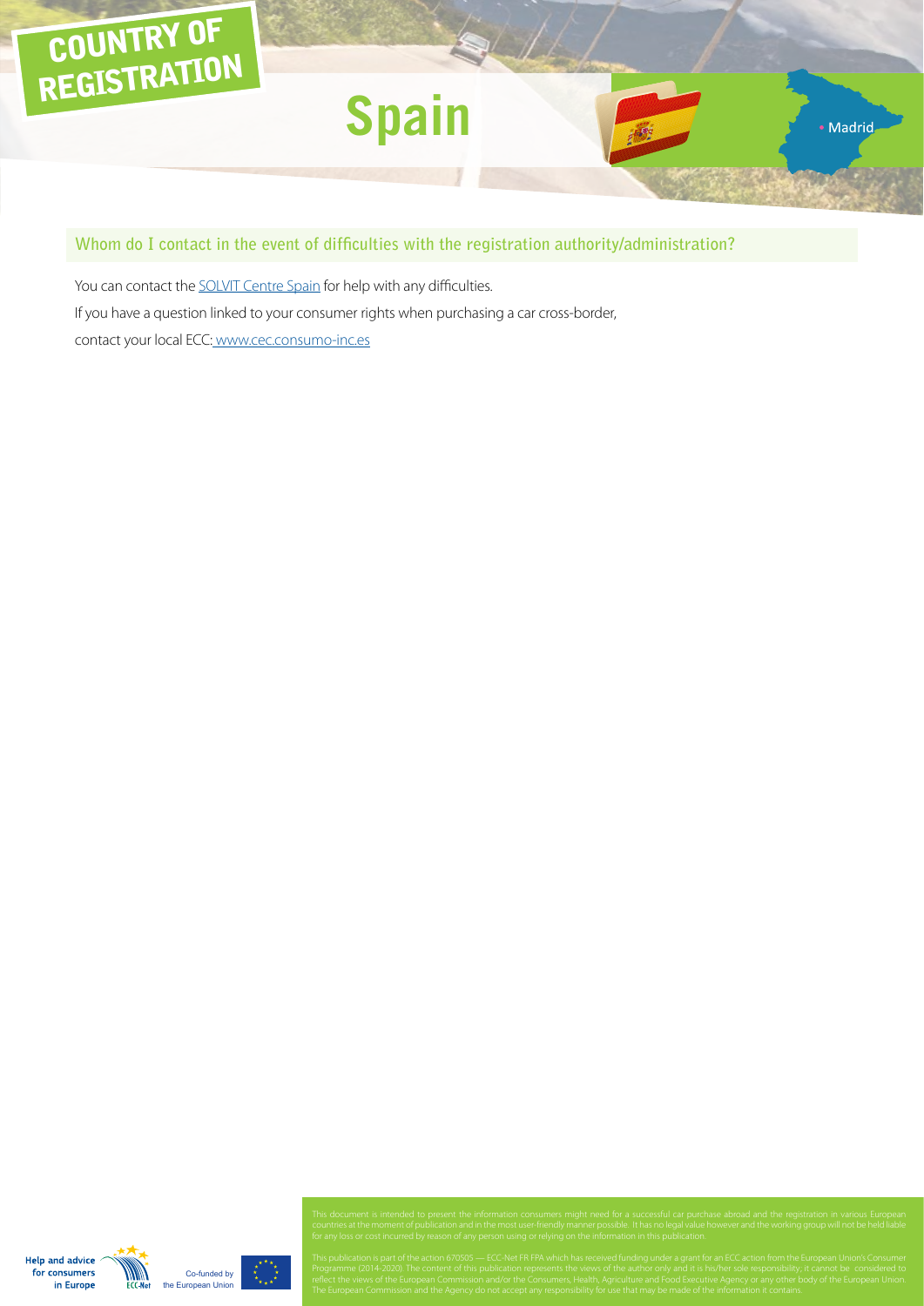COUNTRY OF REGISTRATION

# Spain

Madrid

## Whom do I contact in the event of difficulties with the registration authority/administration?

You can contact the SOLVIT Centre Spain for help with any difficulties.

If you have a question linked to your consumer rights when purchasing a car cross-border, contact your local ECC: www.cec.consumo-inc.es

Help and advice for consumers in Europe

Co-funded by the European Union

This document is intended to present the information consumers might need for a successful car purchase abroad and the registration in various European countries at the moment of publication and in the most user-friendly manner possible. It has no legal value however and the working group will not be held liable for any loss or cost incurred by reason of any person using or relying on the information in this publication.

This publication is part of the action 670505 — ECC-Net FR FPA which has received funding under a grant for an ECC action from the European Union's Consumer Programme (2014-2020). The content of this publication represents the views of the author only and it is his/her sole responsibility; it cannot be considered to reflect the views of the European Commission and/or the Consumers, Health, Agriculture and Food Executive Agency or any other body of the European Union. The European Commission and the Agency do not accept any responsibility for use that may be made of the information it contains.